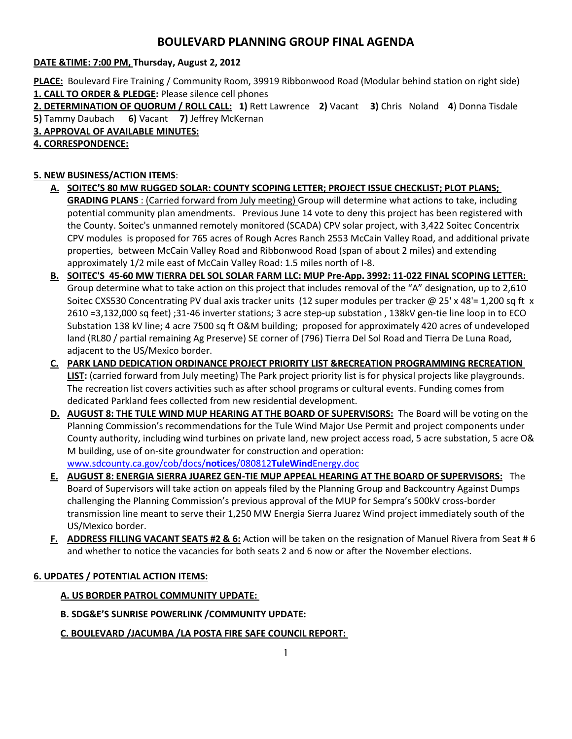# BOULEVARD PLANNING GROUP FINAL AGENDA

**DATE &TIME: 7:00 PM, Thursday, August 2, 2012**

**PLACE:** Boulevard Fire Training / Community Room, 39919 Ribbonwood Road (Modular behind station on right side)

**1. CALL TO ORDER & PLEDGE:** Please silence cell phones

**2. DETERMINATION OF QUORUM / ROLL CALL:** **1)** Rett Lawrence **2)** Vacant **3)** Chris Noland **4**) Donna Tisdale **5)** Tammy Daubach **6)** Vacant **7)** Jeffrey McKernan

**3. APPROVAL OF AVAILABLE MINUTES:**

**4. CORRESPONDENCE:**

**5. NEW BUSINESS/ACTION ITEMS**:

A. **SOITEC'S 80 MW RUGGED SOLAR: COUNTY SCOPING LETTER; PROJECT ISSUE CHECKLIST; PLOT PLANS; GRADING PLANS** : (Carried forward from July meeting) Group will determine what actions to take, including potential community plan amendments. Previous June 14 vote to deny this project has been registered with the County. Soitec's unmanned remotely monitored (SCADA) CPV solar project, with 3,422 Soitec Concentrix CPV modules is proposed for 765 acres of Rough Acres Ranch 2553 McCain Valley Road, and additional private properties, between McCain Valley Road and Ribbonwood Road (span of about 2 miles) and extending approximately 1/2 mile east of McCain Valley Road: 1.5 miles north of I-8.

B. **SOITEC'S 45-60 MW TIERRA DEL SOL SOLAR FARM LLC: MUP Pre-App. 3992: 11-022 FINAL SCOPING LETTER:** Group determine what to take action on this project that includes removal of the "A" designation, up to 2,610 Soitec CXS530 Concentrating PV dual axis tracker units (12 super modules per tracker @ 25' x 48'= 1,200 sq ft x 2610 =3,132,000 sq feet) ;31-46 inverter stations; 3 acre step-up substation , 138kV gen-tie line loop in to ECO Substation 138 kV line; 4 acre 7500 sq ft O&M building; proposed for approximately 420 acres of undeveloped land (RL80 / partial remaining Ag Preserve) SE corner of (796) Tierra Del Sol Road and Tierra De Luna Road, adjacent to the US/Mexico border.

C. **PARK LAND DEDICATION ORDINANCE PROJECT PRIORITY LIST &RECREATION PROGRAMMING RECREATION LIST:** (carried forward from July meeting) The Park project priority list is for physical projects like playgrounds. The recreation list covers activities such as after school programs or cultural events. Funding comes from dedicated Parkland fees collected from new residential development.

D. **AUGUST 8: THE TULE WIND MUP HEARING AT THE BOARD OF SUPERVISORS:** The Board will be voting on the Planning Commission's recommendations for the Tule Wind Major Use Permit and project components under County authority, including wind turbines on private land, new project access road, 5 acre substation, 5 acre O& M building, use of on-site groundwater for construction and operation: www.sdcounty.ca.gov/cob/docs/**notices**/080812**TuleWind**Energy.doc

E. **AUGUST 8: ENERGIA SIERRA JUAREZ GEN-TIE MUP APPEAL HEARING AT THE BOARD OF SUPERVISORS:** The Board of Supervisors will take action on appeals filed by the Planning Group and Backcountry Against Dumps challenging the Planning Commission's previous approval of the MUP for Sempra's 500kV cross-border transmission line meant to serve their 1,250 MW Energia Sierra Juarez Wind project immediately south of the US/Mexico border.

F. **ADDRESS FILLING VACANT SEATS #2 & 6:** Action will be taken on the resignation of Manuel Rivera from Seat # 6 and whether to notice the vacancies for both seats 2 and 6 now or after the November elections.

**6. UPDATES / POTENTIAL ACTION ITEMS:**

**A. US BORDER PATROL COMMUNITY UPDATE:**

**B. SDG&E'S SUNRISE POWERLINK /COMMUNITY UPDATE:**

**C. BOULEVARD /JACUMBA /LA POSTA FIRE SAFE COUNCIL REPORT:**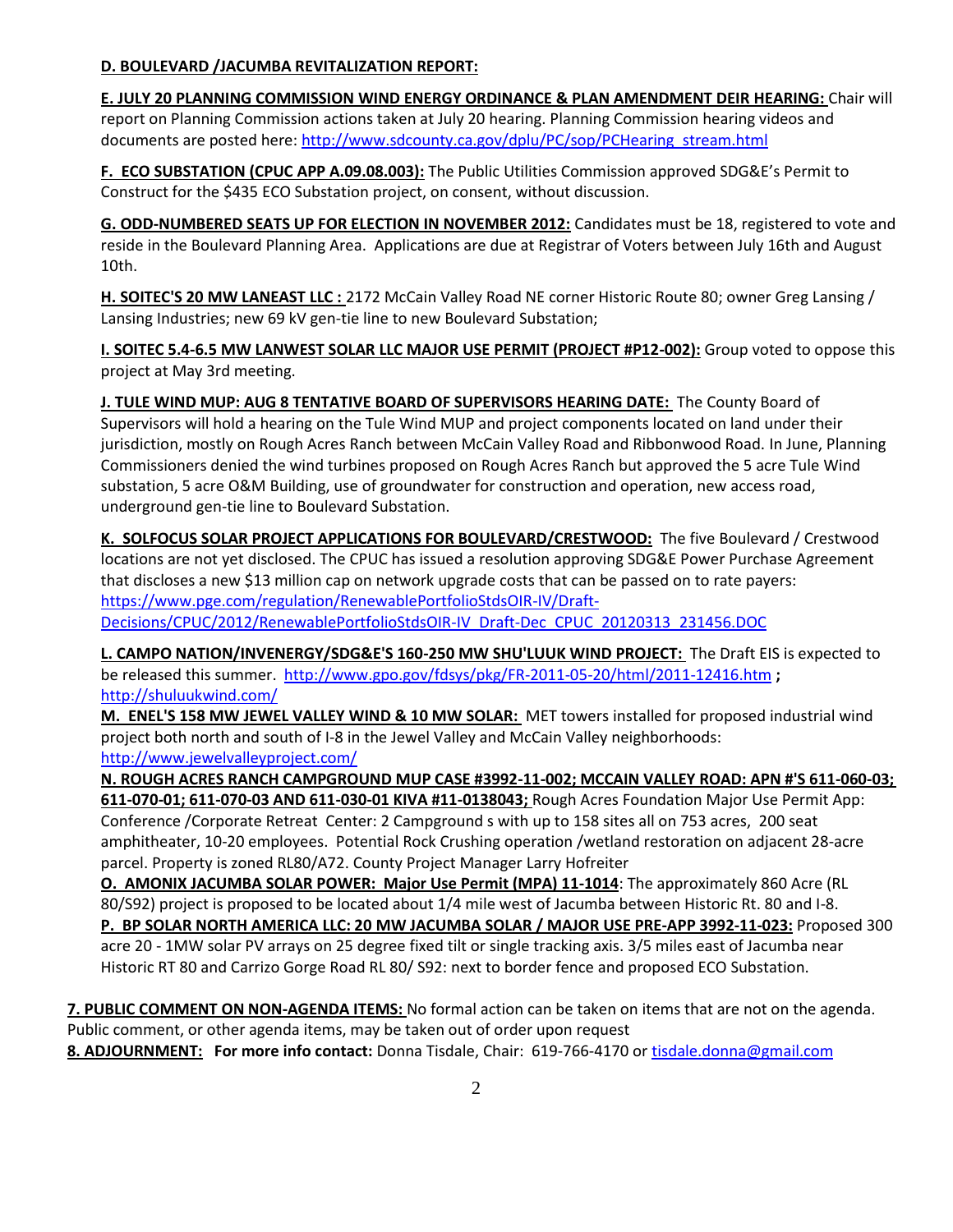**D. BOULEVARD /JACUMBA REVITALIZATION REPORT:**

**E. JULY 20 PLANNING COMMISSION WIND ENERGY ORDINANCE & PLAN AMENDMENT DEIR HEARING:** Chair will report on Planning Commission actions taken at July 20 hearing. Planning Commission hearing videos and documents are posted here: http://www.sdcounty.ca.gov/dplu/PC/sop/PCHearing_stream.html

**F. ECO SUBSTATION (CPUC APP A.09.08.003):** The Public Utilities Commission approved SDG&E's Permit to Construct for the $435 ECO Substation project, on consent, without discussion.

**G. ODD-NUMBERED SEATS UP FOR ELECTION IN NOVEMBER 2012:** Candidates must be 18, registered to vote and reside in the Boulevard Planning Area. Applications are due at Registrar of Voters between July 16th and August 10th.

**H. SOITEC'S 20 MW LANEAST LLC :** 2172 McCain Valley Road NE corner Historic Route 80; owner Greg Lansing / Lansing Industries; new 69 kV gen-tie line to new Boulevard Substation;

**I. SOITEC 5.4-6.5 MW LANWEST SOLAR LLC MAJOR USE PERMIT (PROJECT #P12-002):** Group voted to oppose this project at May 3rd meeting.

**J. TULE WIND MUP: AUG 8 TENTATIVE BOARD OF SUPERVISORS HEARING DATE:** The County Board of Supervisors will hold a hearing on the Tule Wind MUP and project components located on land under their jurisdiction, mostly on Rough Acres Ranch between McCain Valley Road and Ribbonwood Road. In June, Planning Commissioners denied the wind turbines proposed on Rough Acres Ranch but approved the 5 acre Tule Wind substation, 5 acre O&M Building, use of groundwater for construction and operation, new access road, underground gen-tie line to Boulevard Substation.

**K. SOLFOCUS SOLAR PROJECT APPLICATIONS FOR BOULEVARD/CRESTWOOD:** The five Boulevard / Crestwood locations are not yet disclosed. The CPUC has issued a resolution approving SDG&E Power Purchase Agreement that discloses a new $13 million cap on network upgrade costs that can be passed on to rate payers: https://www.pge.com/regulation/RenewablePortfolioStdsOIR-IV/Draft-Decisions/CPUC/2012/RenewablePortfolioStdsOIR-IV_Draft-Dec_CPUC_20120313_231456.DOC

**L. CAMPO NATION/INVENERGY/SDG&E'S 160-250 MW SHU'LUUK WIND PROJECT:** The Draft EIS is expected to be released this summer. http://www.gpo.gov/fdsys/pkg/FR-2011-05-20/html/2011-12416.htm **;** http://shuluukwind.com/

**M. ENEL'S 158 MW JEWEL VALLEY WIND & 10 MW SOLAR:** MET towers installed for proposed industrial wind project both north and south of I-8 in the Jewel Valley and McCain Valley neighborhoods: http://www.jewelvalleyproject.com/

**N. ROUGH ACRES RANCH CAMPGROUND MUP CASE #3992-11-002; MCCAIN VALLEY ROAD: APN #'S 611-060-03; 611-070-01; 611-070-03 AND 611-030-01 KIVA #11-0138043;** Rough Acres Foundation Major Use Permit App: Conference /Corporate Retreat Center: 2 Campground s with up to 158 sites all on 753 acres, 200 seat amphitheater, 10-20 employees. Potential Rock Crushing operation /wetland restoration on adjacent 28-acre parcel. Property is zoned RL80/A72. County Project Manager Larry Hofreiter

**O. AMONIX JACUMBA SOLAR POWER: Major Use Permit (MPA) 11-1014**: The approximately 860 Acre (RL 80/S92) project is proposed to be located about 1/4 mile west of Jacumba between Historic Rt. 80 and I-8.

**P. BP SOLAR NORTH AMERICA LLC: 20 MW JACUMBA SOLAR / MAJOR USE PRE-APP 3992-11-023:** Proposed 300 acre 20 - 1MW solar PV arrays on 25 degree fixed tilt or single tracking axis. 3/5 miles east of Jacumba near Historic RT 80 and Carrizo Gorge Road RL 80/ S92: next to border fence and proposed ECO Substation.

**7. PUBLIC COMMENT ON NON-AGENDA ITEMS:** No formal action can be taken on items that are not on the agenda. Public comment, or other agenda items, may be taken out of order upon request

**8. ADJOURNMENT:** **For more info contact:** Donna Tisdale, Chair: 619-766-4170 or tisdale.donna@gmail.com